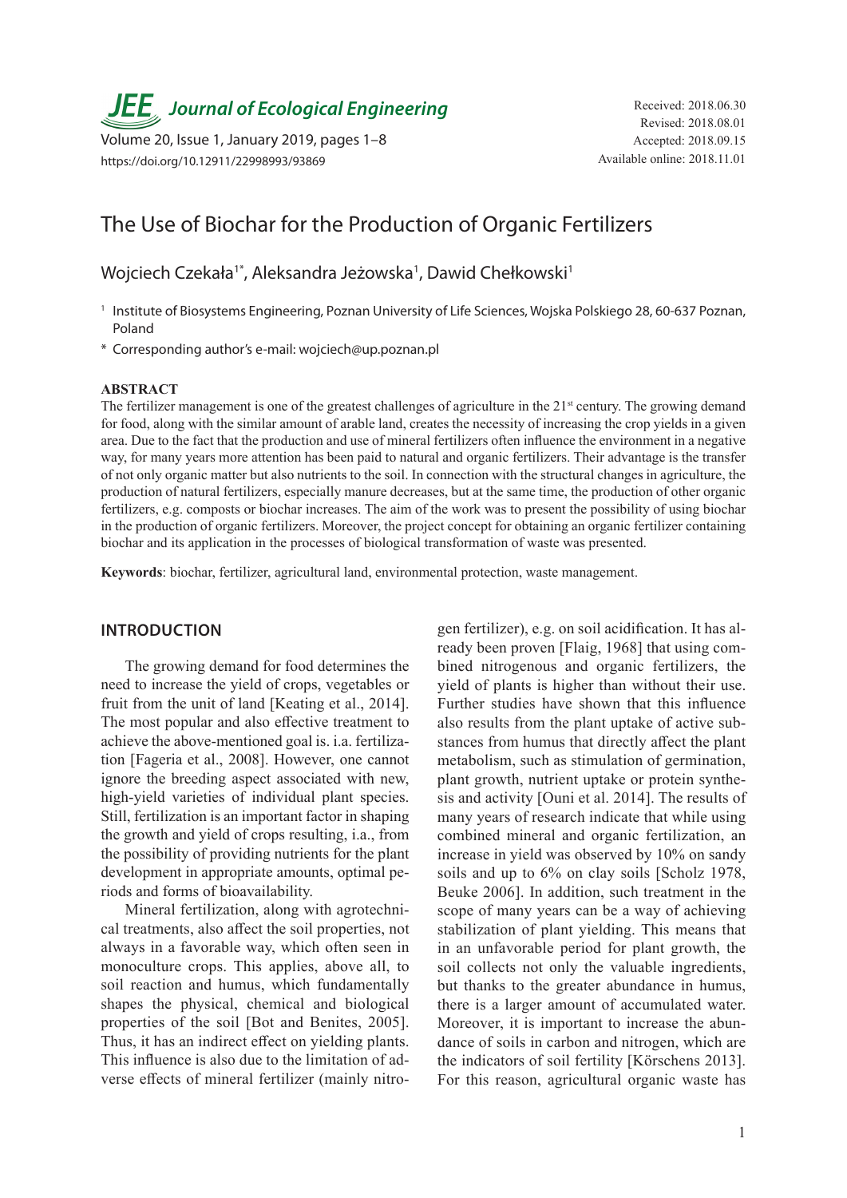# The Use of Biochar for the Production of Organic Fertilizers

Wojciech Czekała[1*], Aleksandra Jeżowska[1], Dawid Chełkowski[1]

[1] Institute of Biosystems Engineering, Poznan University of Life Sciences, Wojska Polskiego 28, 60-637 Poznan, Poland

* Corresponding author's e-mail: wojciech@up.poznan.pl

Received: 2018.06.30
Revised: 2018.08.01
Accepted: 2018.09.15
Available online: 2018.11.01

https://doi.org/10.12911/22998993/93869

## ABSTRACT

The fertilizer management is one of the greatest challenges of agriculture in the 21st century. The growing demand for food, along with the similar amount of arable land, creates the necessity of increasing the crop yields in a given area. Due to the fact that the production and use of mineral fertilizers often influence the environment in a negative way, for many years more attention has been paid to natural and organic fertilizers. Their advantage is the transfer of not only organic matter but also nutrients to the soil. In connection with the structural changes in agriculture, the production of natural fertilizers, especially manure decreases, but at the same time, the production of other organic fertilizers, e.g. composts or biochar increases. The aim of the work was to present the possibility of using biochar in the production of organic fertilizers. Moreover, the project concept for obtaining an organic fertilizer containing biochar and its application in the processes of biological transformation of waste was presented.

**Keywords**: biochar, fertilizer, agricultural land, environmental protection, waste management.

## INTRODUCTION

The growing demand for food determines the need to increase the yield of crops, vegetables or fruit from the unit of land [Keating et al., 2014]. The most popular and also effective treatment to achieve the above-mentioned goal is. i.a. fertilization [Fageria et al., 2008]. However, one cannot ignore the breeding aspect associated with new, high-yield varieties of individual plant species. Still, fertilization is an important factor in shaping the growth and yield of crops resulting, i.a., from the possibility of providing nutrients for the plant development in appropriate amounts, optimal periods and forms of bioavailability.

Mineral fertilization, along with agrotechnical treatments, also affect the soil properties, not always in a favorable way, which often seen in monoculture crops. This applies, above all, to soil reaction and humus, which fundamentally shapes the physical, chemical and biological properties of the soil [Bot and Benites, 2005]. Thus, it has an indirect effect on yielding plants. This influence is also due to the limitation of adverse effects of mineral fertilizer (mainly nitrogen fertilizer), e.g. on soil acidification. It has already been proven [Flaig, 1968] that using combined nitrogenous and organic fertilizers, the yield of plants is higher than without their use. Further studies have shown that this influence also results from the plant uptake of active substances from humus that directly affect the plant metabolism, such as stimulation of germination, plant growth, nutrient uptake or protein synthesis and activity [Ouni et al. 2014]. The results of many years of research indicate that while using combined mineral and organic fertilization, an increase in yield was observed by 10% on sandy soils and up to 6% on clay soils [Scholz 1978, Beuke 2006]. In addition, such treatment in the scope of many years can be a way of achieving stabilization of plant yielding. This means that in an unfavorable period for plant growth, the soil collects not only the valuable ingredients, but thanks to the greater abundance in humus, there is a larger amount of accumulated water. Moreover, it is important to increase the abundance of soils in carbon and nitrogen, which are the indicators of soil fertility [Körschens 2013]. For this reason, agricultural organic waste has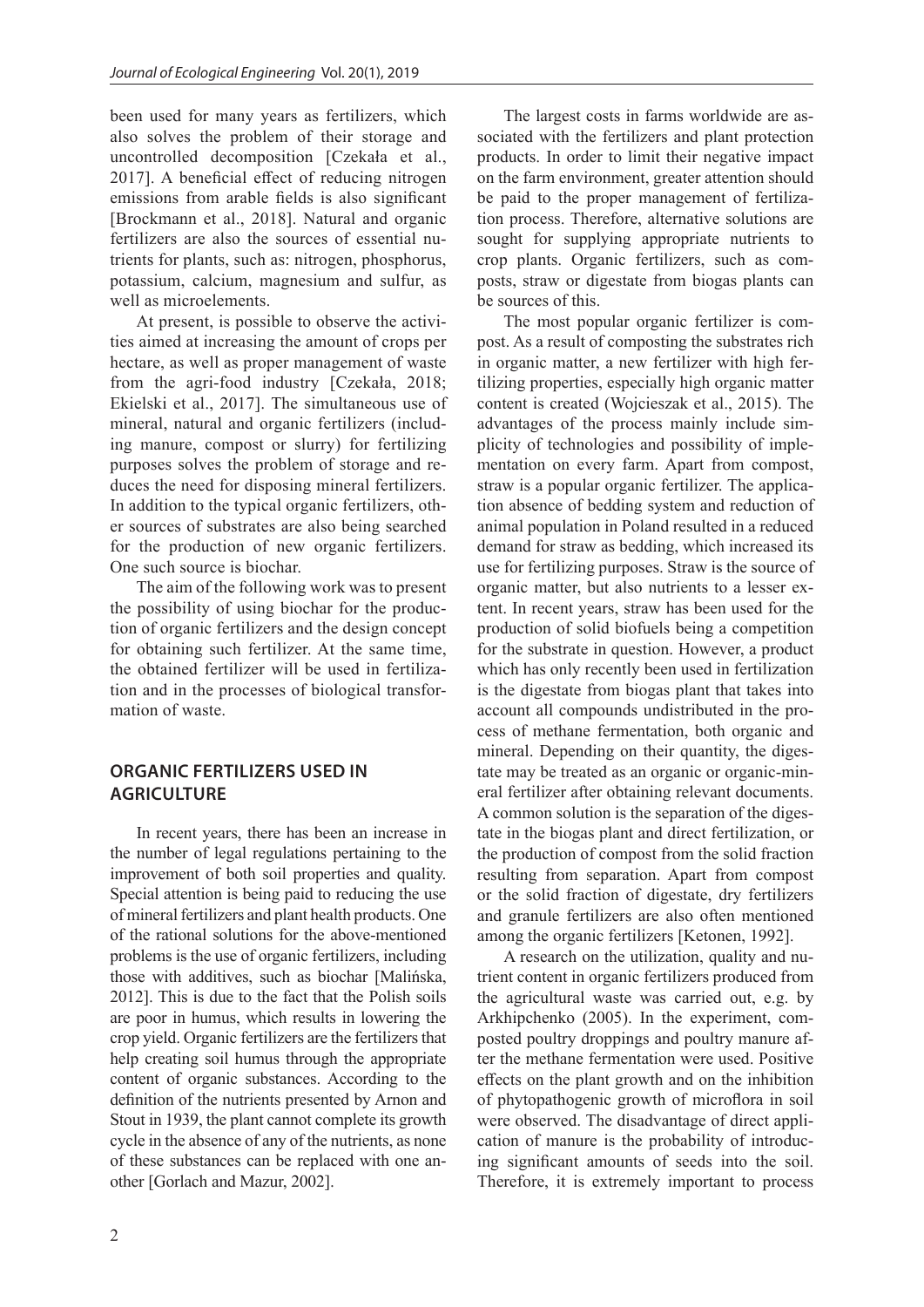been used for many years as fertilizers, which also solves the problem of their storage and uncontrolled decomposition [Czekała et al., 2017]. A beneficial effect of reducing nitrogen emissions from arable fields is also significant [Brockmann et al., 2018]. Natural and organic fertilizers are also the sources of essential nutrients for plants, such as: nitrogen, phosphorus, potassium, calcium, magnesium and sulfur, as well as microelements.

At present, is possible to observe the activities aimed at increasing the amount of crops per hectare, as well as proper management of waste from the agri-food industry [Czekała, 2018; Ekielski et al., 2017]. The simultaneous use of mineral, natural and organic fertilizers (including manure, compost or slurry) for fertilizing purposes solves the problem of storage and reduces the need for disposing mineral fertilizers. In addition to the typical organic fertilizers, other sources of substrates are also being searched for the production of new organic fertilizers. One such source is biochar.

The aim of the following work was to present the possibility of using biochar for the production of organic fertilizers and the design concept for obtaining such fertilizer. At the same time, the obtained fertilizer will be used in fertilization and in the processes of biological transformation of waste.

## ORGANIC FERTILIZERS USED IN AGRICULTURE

In recent years, there has been an increase in the number of legal regulations pertaining to the improvement of both soil properties and quality. Special attention is being paid to reducing the use of mineral fertilizers and plant health products. One of the rational solutions for the above-mentioned problems is the use of organic fertilizers, including those with additives, such as biochar [Malińska, 2012]. This is due to the fact that the Polish soils are poor in humus, which results in lowering the crop yield. Organic fertilizers are the fertilizers that help creating soil humus through the appropriate content of organic substances. According to the definition of the nutrients presented by Arnon and Stout in 1939, the plant cannot complete its growth cycle in the absence of any of the nutrients, as none of these substances can be replaced with one another [Gorlach and Mazur, 2002].

The largest costs in farms worldwide are associated with the fertilizers and plant protection products. In order to limit their negative impact on the farm environment, greater attention should be paid to the proper management of fertilization process. Therefore, alternative solutions are sought for supplying appropriate nutrients to crop plants. Organic fertilizers, such as composts, straw or digestate from biogas plants can be sources of this.

The most popular organic fertilizer is compost. As a result of composting the substrates rich in organic matter, a new fertilizer with high fertilizing properties, especially high organic matter content is created (Wojcieszak et al., 2015). The advantages of the process mainly include simplicity of technologies and possibility of implementation on every farm. Apart from compost, straw is a popular organic fertilizer. The application absence of bedding system and reduction of animal population in Poland resulted in a reduced demand for straw as bedding, which increased its use for fertilizing purposes. Straw is the source of organic matter, but also nutrients to a lesser extent. In recent years, straw has been used for the production of solid biofuels being a competition for the substrate in question. However, a product which has only recently been used in fertilization is the digestate from biogas plant that takes into account all compounds undistributed in the process of methane fermentation, both organic and mineral. Depending on their quantity, the digestate may be treated as an organic or organic-mineral fertilizer after obtaining relevant documents. A common solution is the separation of the digestate in the biogas plant and direct fertilization, or the production of compost from the solid fraction resulting from separation. Apart from compost or the solid fraction of digestate, dry fertilizers and granule fertilizers are also often mentioned among the organic fertilizers [Ketonen, 1992].

A research on the utilization, quality and nutrient content in organic fertilizers produced from the agricultural waste was carried out, e.g. by Arkhipchenko (2005). In the experiment, composted poultry droppings and poultry manure after the methane fermentation were used. Positive effects on the plant growth and on the inhibition of phytopathogenic growth of microflora in soil were observed. The disadvantage of direct application of manure is the probability of introducing significant amounts of seeds into the soil. Therefore, it is extremely important to process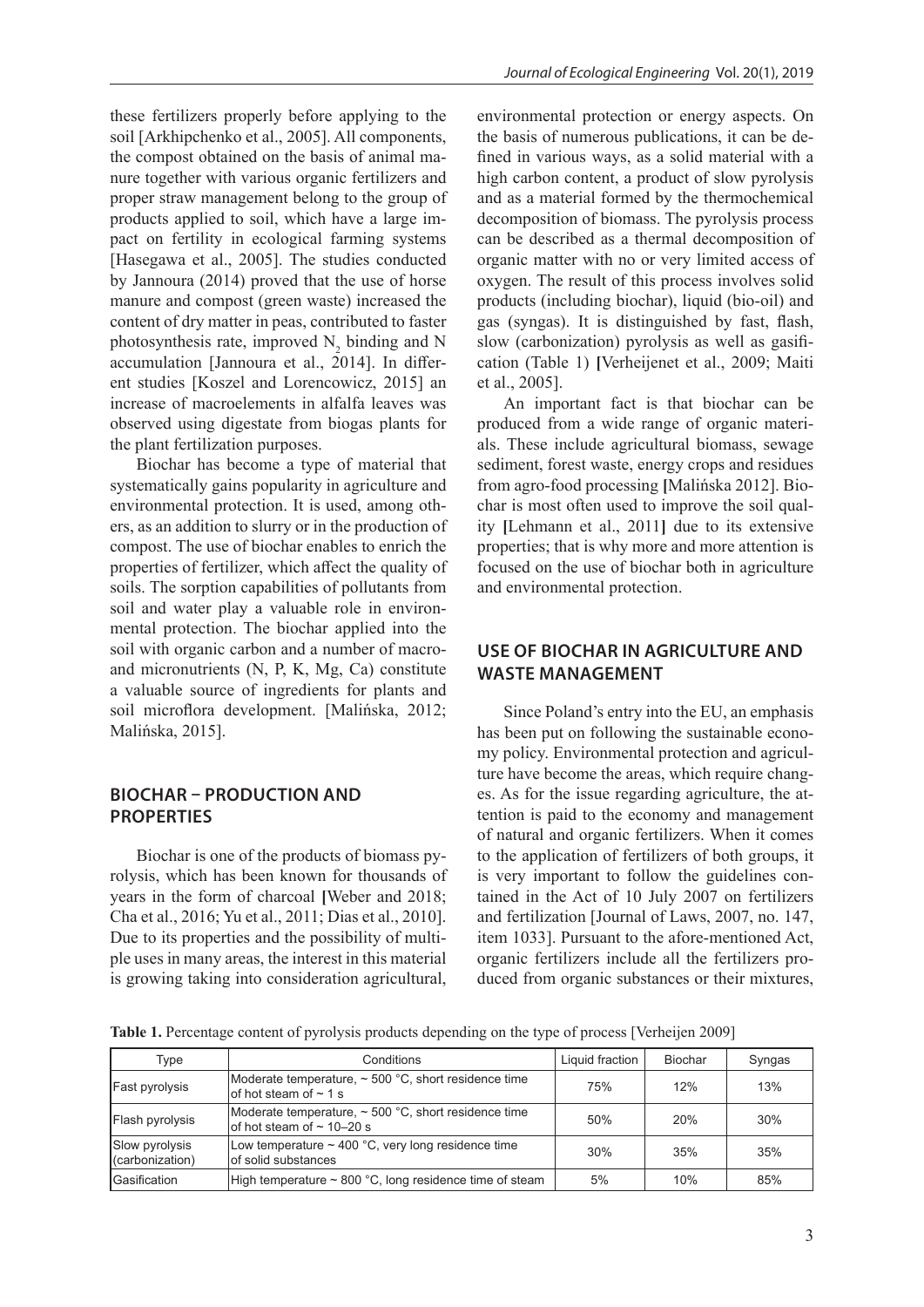these fertilizers properly before applying to the soil [Arkhipchenko et al., 2005]. All components, the compost obtained on the basis of animal manure together with various organic fertilizers and proper straw management belong to the group of products applied to soil, which have a large impact on fertility in ecological farming systems [Hasegawa et al., 2005]. The studies conducted by Jannoura (2014) proved that the use of horse manure and compost (green waste) increased the content of dry matter in peas, contributed to faster photosynthesis rate, improved $N_2$ binding and N accumulation [Jannoura et al., 2014]. In different studies [Koszel and Lorencowicz, 2015] an increase of macroelements in alfalfa leaves was observed using digestate from biogas plants for the plant fertilization purposes.

Biochar has become a type of material that systematically gains popularity in agriculture and environmental protection. It is used, among others, as an addition to slurry or in the production of compost. The use of biochar enables to enrich the properties of fertilizer, which affect the quality of soils. The sorption capabilities of pollutants from soil and water play a valuable role in environmental protection. The biochar applied into the soil with organic carbon and a number of macro- and micronutrients (N, P, K, Mg, Ca) constitute a valuable source of ingredients for plants and soil microflora development. [Malińska, 2012; Malińska, 2015].

## BIOCHAR – PRODUCTION AND PROPERTIES

Biochar is one of the products of biomass pyrolysis, which has been known for thousands of years in the form of charcoal [Weber and 2018; Cha et al., 2016; Yu et al., 2011; Dias et al., 2010]. Due to its properties and the possibility of multiple uses in many areas, the interest in this material is growing taking into consideration agricultural, environmental protection or energy aspects. On the basis of numerous publications, it can be defined in various ways, as a solid material with a high carbon content, a product of slow pyrolysis and as a material formed by the thermochemical decomposition of biomass. The pyrolysis process can be described as a thermal decomposition of organic matter with no or very limited access of oxygen. The result of this process involves solid products (including biochar), liquid (bio-oil) and gas (syngas). It is distinguished by fast, flash, slow (carbonization) pyrolysis as well as gasification (Table 1) [Verheijenet et al., 2009; Maiti et al., 2005].

An important fact is that biochar can be produced from a wide range of organic materials. These include agricultural biomass, sewage sediment, forest waste, energy crops and residues from agro-food processing [Malińska 2012]. Biochar is most often used to improve the soil quality [Lehmann et al., 2011] due to its extensive properties; that is why more and more attention is focused on the use of biochar both in agriculture and environmental protection.

## USE OF BIOCHAR IN AGRICULTURE AND WASTE MANAGEMENT

Since Poland's entry into the EU, an emphasis has been put on following the sustainable economy policy. Environmental protection and agriculture have become the areas, which require changes. As for the issue regarding agriculture, the attention is paid to the economy and management of natural and organic fertilizers. When it comes to the application of fertilizers of both groups, it is very important to follow the guidelines contained in the Act of 10 July 2007 on fertilizers and fertilization [Journal of Laws, 2007, no. 147, item 1033]. Pursuant to the afore-mentioned Act, organic fertilizers include all the fertilizers produced from organic substances or their mixtures,

**Table 1.** Percentage content of pyrolysis products depending on the type of process [Verheijen 2009]

| Type | Conditions | Liquid fraction | Biochar | Syngas |
|---|---|---|---|---|
| Fast pyrolysis | Moderate temperature, ~ 500 °C, short residence time of hot steam of ~ 1 s | 75% | 12% | 13% |
| Flash pyrolysis | Moderate temperature, ~ 500 °C, short residence time of hot steam of ~ 10–20 s | 50% | 20% | 30% |
| Slow pyrolysis (carbonization) | Low temperature ~ 400 °C, very long residence time of solid substances | 30% | 35% | 35% |
| Gasification | High temperature ~ 800 °C, long residence time of steam | 5% | 10% | 85% |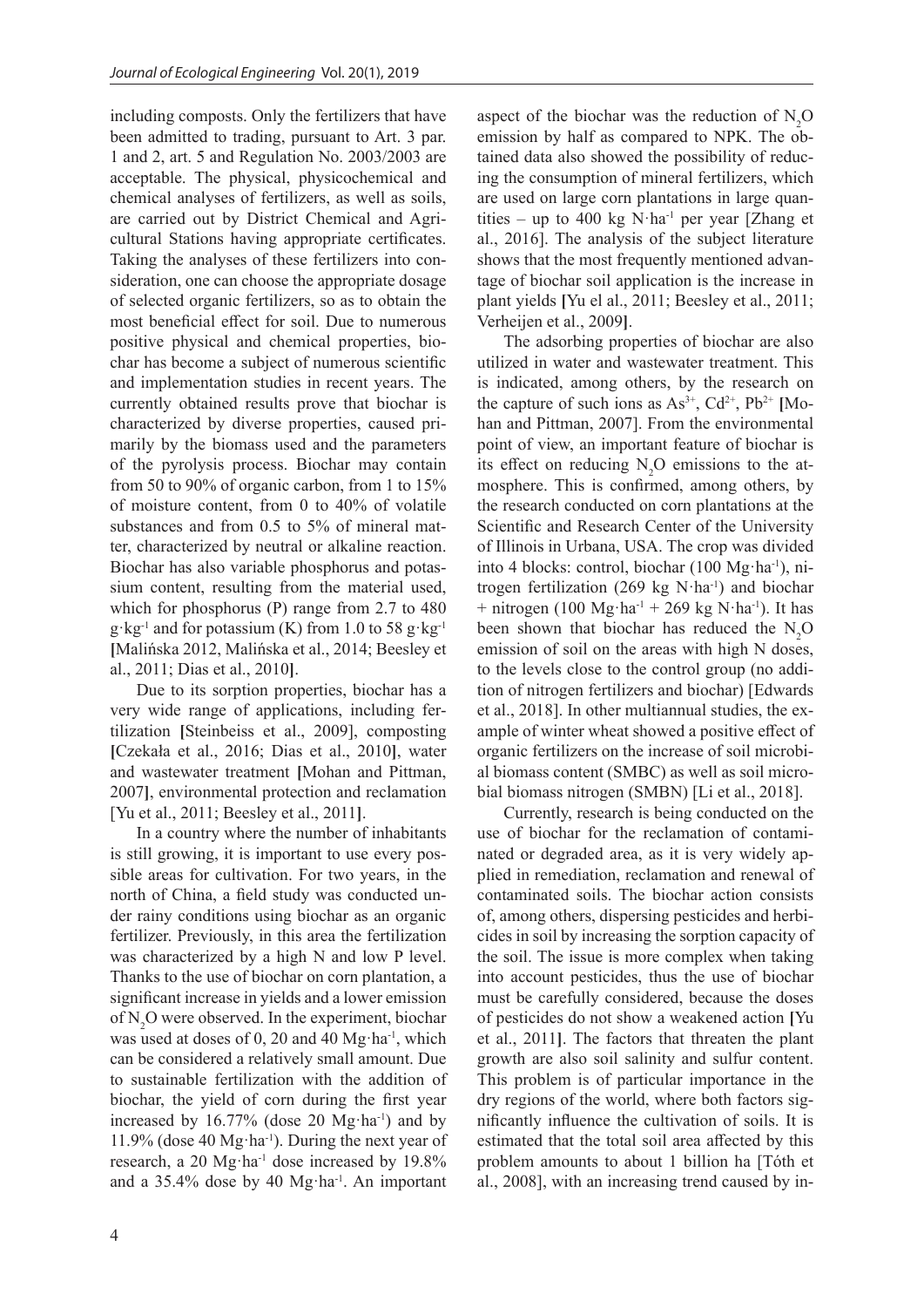including composts. Only the fertilizers that have been admitted to trading, pursuant to Art. 3 par. 1 and 2, art. 5 and Regulation No. 2003/2003 are acceptable. The physical, physicochemical and chemical analyses of fertilizers, as well as soils, are carried out by District Chemical and Agricultural Stations having appropriate certificates. Taking the analyses of these fertilizers into consideration, one can choose the appropriate dosage of selected organic fertilizers, so as to obtain the most beneficial effect for soil. Due to numerous positive physical and chemical properties, biochar has become a subject of numerous scientific and implementation studies in recent years. The currently obtained results prove that biochar is characterized by diverse properties, caused primarily by the biomass used and the parameters of the pyrolysis process. Biochar may contain from 50 to 90% of organic carbon, from 1 to 15% of moisture content, from 0 to 40% of volatile substances and from 0.5 to 5% of mineral matter, characterized by neutral or alkaline reaction. Biochar has also variable phosphorus and potassium content, resulting from the material used, which for phosphorus (P) range from 2.7 to 480 $g \cdot kg^{-1}$ and for potassium (K) from 1.0 to 58 $g \cdot kg^{-1}$ [Malińska 2012, Malińska et al., 2014; Beesley et al., 2011; Dias et al., 2010].

Due to its sorption properties, biochar has a very wide range of applications, including fertilization [Steinbeiss et al., 2009], composting [Czekała et al., 2016; Dias et al., 2010], water and wastewater treatment [Mohan and Pittman, 2007], environmental protection and reclamation [Yu et al., 2011; Beesley et al., 2011].

In a country where the number of inhabitants is still growing, it is important to use every possible areas for cultivation. For two years, in the north of China, a field study was conducted under rainy conditions using biochar as an organic fertilizer. Previously, in this area the fertilization was characterized by a high N and low P level. Thanks to the use of biochar on corn plantation, a significant increase in yields and a lower emission of $N_2O$ were observed. In the experiment, biochar was used at doses of 0, 20 and 40 $Mg \cdot ha^{-1}$, which can be considered a relatively small amount. Due to sustainable fertilization with the addition of biochar, the yield of corn during the first year increased by 16.77% (dose 20 $Mg \cdot ha^{-1}$) and by 11.9% (dose 40 $Mg \cdot ha^{-1}$). During the next year of research, a 20 $Mg \cdot ha^{-1}$ dose increased by 19.8% and a 35.4% dose by 40 $Mg \cdot ha^{-1}$. An important aspect of the biochar was the reduction of $N_2O$ emission by half as compared to NPK. The obtained data also showed the possibility of reducing the consumption of mineral fertilizers, which are used on large corn plantations in large quantities – up to 400 kg $N \cdot ha^{-1}$ per year [Zhang et al., 2016]. The analysis of the subject literature shows that the most frequently mentioned advantage of biochar soil application is the increase in plant yields [Yu el al., 2011; Beesley et al., 2011; Verheijen et al., 2009].

The adsorbing properties of biochar are also utilized in water and wastewater treatment. This is indicated, among others, by the research on the capture of such ions as $As^{3+}$, $Cd^{2+}$, $Pb^{2+}$ [Mohan and Pittman, 2007]. From the environmental point of view, an important feature of biochar is its effect on reducing $N_2O$ emissions to the atmosphere. This is confirmed, among others, by the research conducted on corn plantations at the Scientific and Research Center of the University of Illinois in Urbana, USA. The crop was divided into 4 blocks: control, biochar (100 $Mg \cdot ha^{-1}$), nitrogen fertilization (269 kg $N \cdot ha^{-1}$) and biochar + nitrogen (100 $Mg \cdot ha^{-1}$ + 269 kg $N \cdot ha^{-1}$). It has been shown that biochar has reduced the $N_2O$ emission of soil on the areas with high N doses, to the levels close to the control group (no addition of nitrogen fertilizers and biochar) [Edwards et al., 2018]. In other multiannual studies, the example of winter wheat showed a positive effect of organic fertilizers on the increase of soil microbial biomass content (SMBC) as well as soil microbial biomass nitrogen (SMBN) [Li et al., 2018].

Currently, research is being conducted on the use of biochar for the reclamation of contaminated or degraded area, as it is very widely applied in remediation, reclamation and renewal of contaminated soils. The biochar action consists of, among others, dispersing pesticides and herbicides in soil by increasing the sorption capacity of the soil. The issue is more complex when taking into account pesticides, thus the use of biochar must be carefully considered, because the doses of pesticides do not show a weakened action [Yu et al., 2011]. The factors that threaten the plant growth are also soil salinity and sulfur content. This problem is of particular importance in the dry regions of the world, where both factors significantly influence the cultivation of soils. It is estimated that the total soil area affected by this problem amounts to about 1 billion ha [Tóth et al., 2008], with an increasing trend caused by in-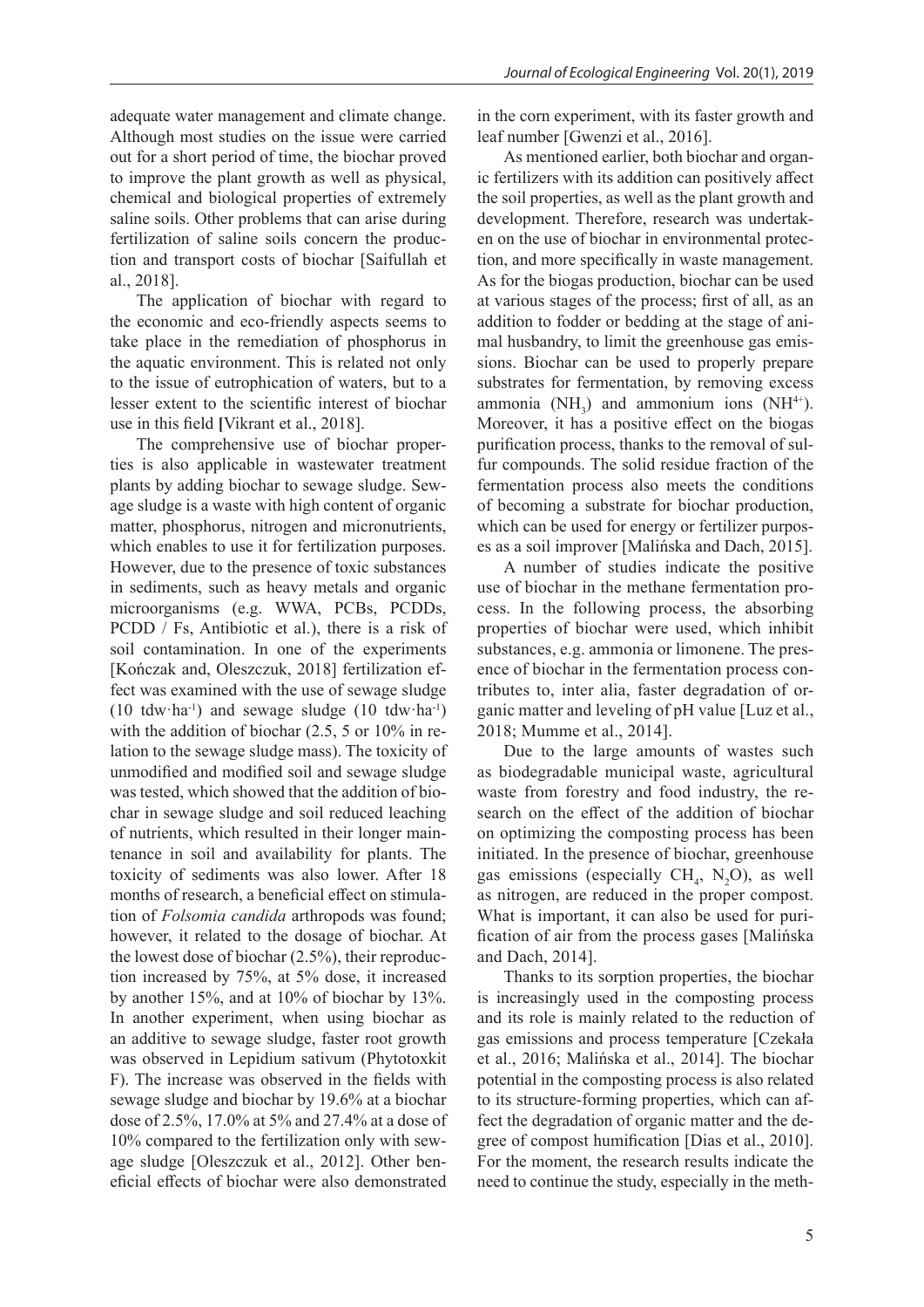adequate water management and climate change. Although most studies on the issue were carried out for a short period of time, the biochar proved to improve the plant growth as well as physical, chemical and biological properties of extremely saline soils. Other problems that can arise during fertilization of saline soils concern the production and transport costs of biochar [Saifullah et al., 2018].

The application of biochar with regard to the economic and eco-friendly aspects seems to take place in the remediation of phosphorus in the aquatic environment. This is related not only to the issue of eutrophication of waters, but to a lesser extent to the scientific interest of biochar use in this field [Vikrant et al., 2018].

The comprehensive use of biochar properties is also applicable in wastewater treatment plants by adding biochar to sewage sludge. Sewage sludge is a waste with high content of organic matter, phosphorus, nitrogen and micronutrients, which enables to use it for fertilization purposes. However, due to the presence of toxic substances in sediments, such as heavy metals and organic microorganisms (e.g. WWA, PCBs, PCDDs, PCDD / Fs, Antibiotic et al.), there is a risk of soil contamination. In one of the experiments [Kończak and, Oleszczuk, 2018] fertilization effect was examined with the use of sewage sludge (10 tdw·ha$^{-1}$) and sewage sludge (10 tdw·ha$^{-1}$) with the addition of biochar (2.5, 5 or 10% in relation to the sewage sludge mass). The toxicity of unmodified and modified soil and sewage sludge was tested, which showed that the addition of biochar in sewage sludge and soil reduced leaching of nutrients, which resulted in their longer maintenance in soil and availability for plants. The toxicity of sediments was also lower. After 18 months of research, a beneficial effect on stimulation of *Folsomia candida* arthropods was found; however, it related to the dosage of biochar. At the lowest dose of biochar (2.5%), their reproduction increased by 75%, at 5% dose, it increased by another 15%, and at 10% of biochar by 13%. In another experiment, when using biochar as an additive to sewage sludge, faster root growth was observed in Lepidium sativum (Phytotoxkit F). The increase was observed in the fields with sewage sludge and biochar by 19.6% at a biochar dose of 2.5%, 17.0% at 5% and 27.4% at a dose of 10% compared to the fertilization only with sewage sludge [Oleszczuk et al., 2012]. Other beneficial effects of biochar were also demonstrated in the corn experiment, with its faster growth and leaf number [Gwenzi et al., 2016].

As mentioned earlier, both biochar and organic fertilizers with its addition can positively affect the soil properties, as well as the plant growth and development. Therefore, research was undertaken on the use of biochar in environmental protection, and more specifically in waste management. As for the biogas production, biochar can be used at various stages of the process; first of all, as an addition to fodder or bedding at the stage of animal husbandry, to limit the greenhouse gas emissions. Biochar can be used to properly prepare substrates for fermentation, by removing excess ammonia ($NH_3$) and ammonium ions ($NH^{4+}$). Moreover, it has a positive effect on the biogas purification process, thanks to the removal of sulfur compounds. The solid residue fraction of the fermentation process also meets the conditions of becoming a substrate for biochar production, which can be used for energy or fertilizer purposes as a soil improver [Malińska and Dach, 2015].

A number of studies indicate the positive use of biochar in the methane fermentation process. In the following process, the absorbing properties of biochar were used, which inhibit substances, e.g. ammonia or limonene. The presence of biochar in the fermentation process contributes to, inter alia, faster degradation of organic matter and leveling of pH value [Luz et al., 2018; Mumme et al., 2014].

Due to the large amounts of wastes such as biodegradable municipal waste, agricultural waste from forestry and food industry, the research on the effect of the addition of biochar on optimizing the composting process has been initiated. In the presence of biochar, greenhouse gas emissions (especially $CH_4$, $N_2O$), as well as nitrogen, are reduced in the proper compost. What is important, it can also be used for purification of air from the process gases [Malińska and Dach, 2014].

Thanks to its sorption properties, the biochar is increasingly used in the composting process and its role is mainly related to the reduction of gas emissions and process temperature [Czekała et al., 2016; Malińska et al., 2014]. The biochar potential in the composting process is also related to its structure-forming properties, which can affect the degradation of organic matter and the degree of compost humification [Dias et al., 2010]. For the moment, the research results indicate the need to continue the study, especially in the meth-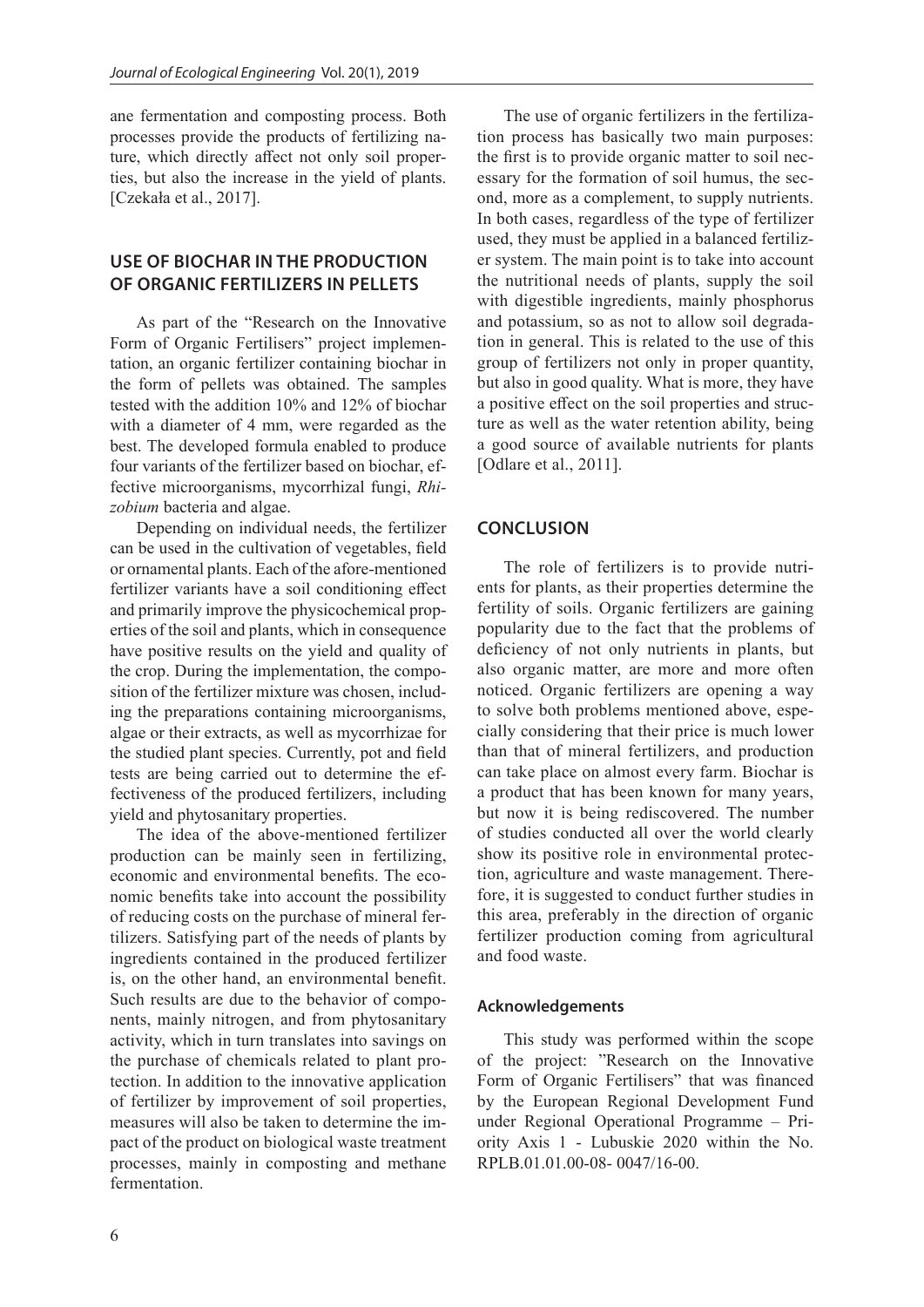ane fermentation and composting process. Both processes provide the products of fertilizing nature, which directly affect not only soil properties, but also the increase in the yield of plants. [Czekała et al., 2017].

## USE OF BIOCHAR IN THE PRODUCTION OF ORGANIC FERTILIZERS IN PELLETS

As part of the "Research on the Innovative Form of Organic Fertilisers" project implementation, an organic fertilizer containing biochar in the form of pellets was obtained. The samples tested with the addition 10% and 12% of biochar with a diameter of 4 mm, were regarded as the best. The developed formula enabled to produce four variants of the fertilizer based on biochar, effective microorganisms, mycorrhizal fungi, *Rhizobium* bacteria and algae.

Depending on individual needs, the fertilizer can be used in the cultivation of vegetables, field or ornamental plants. Each of the afore-mentioned fertilizer variants have a soil conditioning effect and primarily improve the physicochemical properties of the soil and plants, which in consequence have positive results on the yield and quality of the crop. During the implementation, the composition of the fertilizer mixture was chosen, including the preparations containing microorganisms, algae or their extracts, as well as mycorrhizae for the studied plant species. Currently, pot and field tests are being carried out to determine the effectiveness of the produced fertilizers, including yield and phytosanitary properties.

The idea of the above-mentioned fertilizer production can be mainly seen in fertilizing, economic and environmental benefits. The economic benefits take into account the possibility of reducing costs on the purchase of mineral fertilizers. Satisfying part of the needs of plants by ingredients contained in the produced fertilizer is, on the other hand, an environmental benefit. Such results are due to the behavior of components, mainly nitrogen, and from phytosanitary activity, which in turn translates into savings on the purchase of chemicals related to plant protection. In addition to the innovative application of fertilizer by improvement of soil properties, measures will also be taken to determine the impact of the product on biological waste treatment processes, mainly in composting and methane fermentation.

The use of organic fertilizers in the fertilization process has basically two main purposes: the first is to provide organic matter to soil necessary for the formation of soil humus, the second, more as a complement, to supply nutrients. In both cases, regardless of the type of fertilizer used, they must be applied in a balanced fertilizer system. The main point is to take into account the nutritional needs of plants, supply the soil with digestible ingredients, mainly phosphorus and potassium, so as not to allow soil degradation in general. This is related to the use of this group of fertilizers not only in proper quantity, but also in good quality. What is more, they have a positive effect on the soil properties and structure as well as the water retention ability, being a good source of available nutrients for plants [Odlare et al., 2011].

## CONCLUSION

The role of fertilizers is to provide nutrients for plants, as their properties determine the fertility of soils. Organic fertilizers are gaining popularity due to the fact that the problems of deficiency of not only nutrients in plants, but also organic matter, are more and more often noticed. Organic fertilizers are opening a way to solve both problems mentioned above, especially considering that their price is much lower than that of mineral fertilizers, and production can take place on almost every farm. Biochar is a product that has been known for many years, but now it is being rediscovered. The number of studies conducted all over the world clearly show its positive role in environmental protection, agriculture and waste management. Therefore, it is suggested to conduct further studies in this area, preferably in the direction of organic fertilizer production coming from agricultural and food waste.

### Acknowledgements

This study was performed within the scope of the project: "Research on the Innovative Form of Organic Fertilisers" that was financed by the European Regional Development Fund under Regional Operational Programme – Priority Axis 1 - Lubuskie 2020 within the No. RPLB.01.01.00-08- 0047/16-00.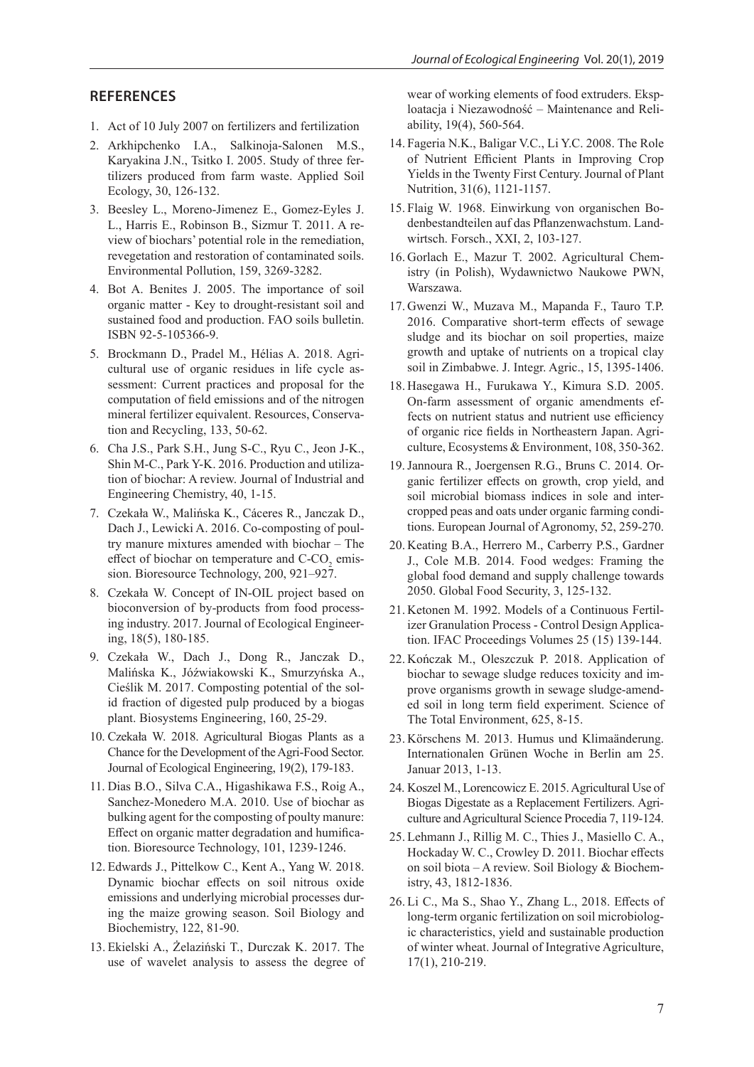## REFERENCES

1. Act of 10 July 2007 on fertilizers and fertilization
2. Arkhipchenko I.A., Salkinoja-Salonen M.S., Karyakina J.N., Tsitko I. 2005. Study of three fertilizers produced from farm waste. Applied Soil Ecology, 30, 126-132.
3. Beesley L., Moreno-Jimenez E., Gomez-Eyles J. L., Harris E., Robinson B., Sizmur T. 2011. A review of biochars' potential role in the remediation, revegetation and restoration of contaminated soils. Environmental Pollution, 159, 3269-3282.
4. Bot A. Benites J. 2005. The importance of soil organic matter - Key to drought-resistant soil and sustained food and production. FAO soils bulletin. ISBN 92-5-105366-9.
5. Brockmann D., Pradel M., Hélias A. 2018. Agricultural use of organic residues in life cycle assessment: Current practices and proposal for the computation of field emissions and of the nitrogen mineral fertilizer equivalent. Resources, Conservation and Recycling, 133, 50-62.
6. Cha J.S., Park S.H., Jung S-C., Ryu C., Jeon J-K., Shin M-C., Park Y-K. 2016. Production and utilization of biochar: A review. Journal of Industrial and Engineering Chemistry, 40, 1-15.
7. Czekała W., Malińska K., Cáceres R., Janczak D., Dach J., Lewicki A. 2016. Co-composting of poultry manure mixtures amended with biochar – The effect of biochar on temperature and C-$CO_2$ emission. Bioresource Technology, 200, 921–927.
8. Czekała W. Concept of IN-OIL project based on bioconversion of by-products from food processing industry. 2017. Journal of Ecological Engineering, 18(5), 180-185.
9. Czekała W., Dach J., Dong R., Janczak D., Malińska K., Jóźwiakowski K., Smurzyńska A., Cieślik M. 2017. Composting potential of the solid fraction of digested pulp produced by a biogas plant. Biosystems Engineering, 160, 25-29.
10. Czekała W. 2018. Agricultural Biogas Plants as a Chance for the Development of the Agri-Food Sector. Journal of Ecological Engineering, 19(2), 179-183.
11. Dias B.O., Silva C.A., Higashikawa F.S., Roig A., Sanchez-Monedero M.A. 2010. Use of biochar as bulking agent for the composting of poulty manure: Effect on organic matter degradation and humification. Bioresource Technology, 101, 1239-1246.
12. Edwards J., Pittelkow C., Kent A., Yang W. 2018. Dynamic biochar effects on soil nitrous oxide emissions and underlying microbial processes during the maize growing season. Soil Biology and Biochemistry, 122, 81-90.
13. Ekielski A., Żelaziński T., Durczak K. 2017. The use of wavelet analysis to assess the degree of wear of working elements of food extruders. Eksploatacja i Niezawodność – Maintenance and Reliability, 19(4), 560-564.
14. Fageria N.K., Baligar V.C., Li Y.C. 2008. The Role of Nutrient Efficient Plants in Improving Crop Yields in the Twenty First Century. Journal of Plant Nutrition, 31(6), 1121-1157.
15. Flaig W. 1968. Einwirkung von organischen Bodenbestandteilen auf das Pflanzenwachstum. Landwirtsch. Forsch., XXI, 2, 103-127.
16. Gorlach E., Mazur T. 2002. Agricultural Chemistry (in Polish), Wydawnictwo Naukowe PWN, Warszawa.
17. Gwenzi W., Muzava M., Mapanda F., Tauro T.P. 2016. Comparative short-term effects of sewage sludge and its biochar on soil properties, maize growth and uptake of nutrients on a tropical clay soil in Zimbabwe. J. Integr. Agric., 15, 1395-1406.
18. Hasegawa H., Furukawa Y., Kimura S.D. 2005. On-farm assessment of organic amendments effects on nutrient status and nutrient use efficiency of organic rice fields in Northeastern Japan. Agriculture, Ecosystems & Environment, 108, 350-362.
19. Jannoura R., Joergensen R.G., Bruns C. 2014. Organic fertilizer effects on growth, crop yield, and soil microbial biomass indices in sole and intercropped peas and oats under organic farming conditions. European Journal of Agronomy, 52, 259-270.
20. Keating B.A., Herrero M., Carberry P.S., Gardner J., Cole M.B. 2014. Food wedges: Framing the global food demand and supply challenge towards 2050. Global Food Security, 3, 125-132.
21. Ketonen M. 1992. Models of a Continuous Fertilizer Granulation Process - Control Design Application. IFAC Proceedings Volumes 25 (15) 139-144.
22. Kończak M., Oleszczuk P. 2018. Application of biochar to sewage sludge reduces toxicity and improve organisms growth in sewage sludge-amended soil in long term field experiment. Science of The Total Environment, 625, 8-15.
23. Körschens M. 2013. Humus und Klimaänderung. Internationalen Grünen Woche in Berlin am 25. Januar 2013, 1-13.
24. Koszel M., Lorencowicz E. 2015. Agricultural Use of Biogas Digestate as a Replacement Fertilizers. Agriculture and Agricultural Science Procedia 7, 119-124.
25. Lehmann J., Rillig M. C., Thies J., Masiello C. A., Hockaday W. C., Crowley D. 2011. Biochar effects on soil biota – A review. Soil Biology & Biochemistry, 43, 1812-1836.
26. Li C., Ma S., Shao Y., Zhang L., 2018. Effects of long-term organic fertilization on soil microbiologic characteristics, yield and sustainable production of winter wheat. Journal of Integrative Agriculture, 17(1), 210-219.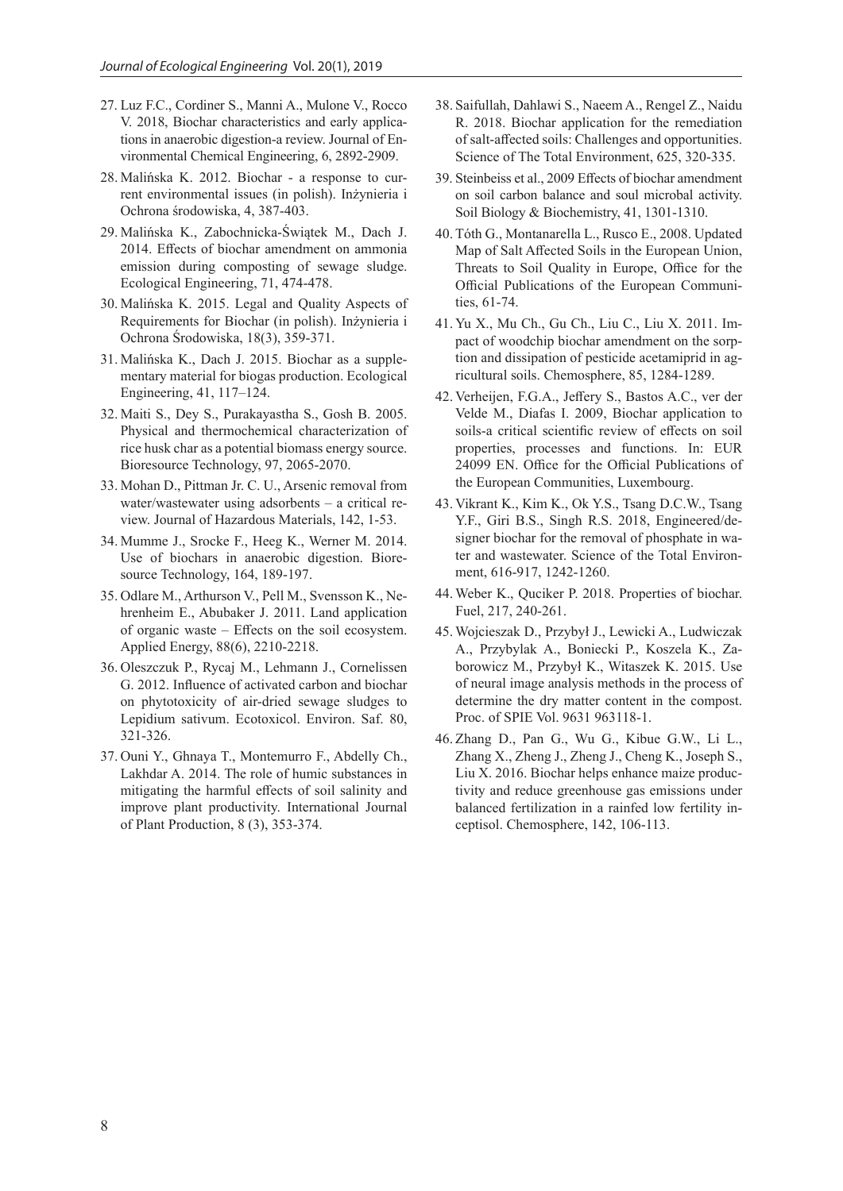27. Luz F.C., Cordiner S., Manni A., Mulone V., Rocco V. 2018, Biochar characteristics and early applications in anaerobic digestion-a review. Journal of Environmental Chemical Engineering, 6, 2892-2909.
28. Malińska K. 2012. Biochar - a response to current environmental issues (in polish). Inżynieria i Ochrona środowiska, 4, 387-403.
29. Malińska K., Zabochnicka-Świątek M., Dach J. 2014. Effects of biochar amendment on ammonia emission during composting of sewage sludge. Ecological Engineering, 71, 474-478.
30. Malińska K. 2015. Legal and Quality Aspects of Requirements for Biochar (in polish). Inżynieria i Ochrona Środowiska, 18(3), 359-371.
31. Malińska K., Dach J. 2015. Biochar as a supplementary material for biogas production. Ecological Engineering, 41, 117–124.
32. Maiti S., Dey S., Purakayastha S., Gosh B. 2005. Physical and thermochemical characterization of rice husk char as a potential biomass energy source. Bioresource Technology, 97, 2065-2070.
33. Mohan D., Pittman Jr. C. U., Arsenic removal from water/wastewater using adsorbents – a critical review. Journal of Hazardous Materials, 142, 1-53.
34. Mumme J., Srocke F., Heeg K., Werner M. 2014. Use of biochars in anaerobic digestion. Bioresource Technology, 164, 189-197.
35. Odlare M., Arthurson V., Pell M., Svensson K., Nehrenheim E., Abubaker J. 2011. Land application of organic waste – Effects on the soil ecosystem. Applied Energy, 88(6), 2210-2218.
36. Oleszczuk P., Rycaj M., Lehmann J., Cornelissen G. 2012. Influence of activated carbon and biochar on phytotoxicity of air-dried sewage sludges to Lepidium sativum. Ecotoxicol. Environ. Saf. 80, 321-326.
37. Ouni Y., Ghnaya T., Montemurro F., Abdelly Ch., Lakhdar A. 2014. The role of humic substances in mitigating the harmful effects of soil salinity and improve plant productivity. International Journal of Plant Production, 8 (3), 353-374.
38. Saifullah, Dahlawi S., Naeem A., Rengel Z., Naidu R. 2018. Biochar application for the remediation of salt-affected soils: Challenges and opportunities. Science of The Total Environment, 625, 320-335.
39. Steinbeiss et al., 2009 Effects of biochar amendment on soil carbon balance and soul microbal activity. Soil Biology & Biochemistry, 41, 1301-1310.
40. Tóth G., Montanarella L., Rusco E., 2008. Updated Map of Salt Affected Soils in the European Union, Threats to Soil Quality in Europe, Office for the Official Publications of the European Communities, 61-74.
41. Yu X., Mu Ch., Gu Ch., Liu C., Liu X. 2011. Impact of woodchip biochar amendment on the sorption and dissipation of pesticide acetamiprid in agricultural soils. Chemosphere, 85, 1284-1289.
42. Verheijen, F.G.A., Jeffery S., Bastos A.C., ver der Velde M., Diafas I. 2009, Biochar application to soils-a critical scientific review of effects on soil properties, processes and functions. In: EUR 24099 EN. Office for the Official Publications of the European Communities, Luxembourg.
43. Vikrant K., Kim K., Ok Y.S., Tsang D.C.W., Tsang Y.F., Giri B.S., Singh R.S. 2018, Engineered/designer biochar for the removal of phosphate in water and wastewater. Science of the Total Environment, 616-917, 1242-1260.
44. Weber K., Quciker P. 2018. Properties of biochar. Fuel, 217, 240-261.
45. Wojcieszak D., Przybył J., Lewicki A., Ludwiczak A., Przybylak A., Boniecki P., Koszela K., Zaborowicz M., Przybył K., Witaszek K. 2015. Use of neural image analysis methods in the process of determine the dry matter content in the compost. Proc. of SPIE Vol. 9631 963118-1.
46. Zhang D., Pan G., Wu G., Kibue G.W., Li L., Zhang X., Zheng J., Zheng J., Cheng K., Joseph S., Liu X. 2016. Biochar helps enhance maize productivity and reduce greenhouse gas emissions under balanced fertilization in a rainfed low fertility inceptisol. Chemosphere, 142, 106-113.